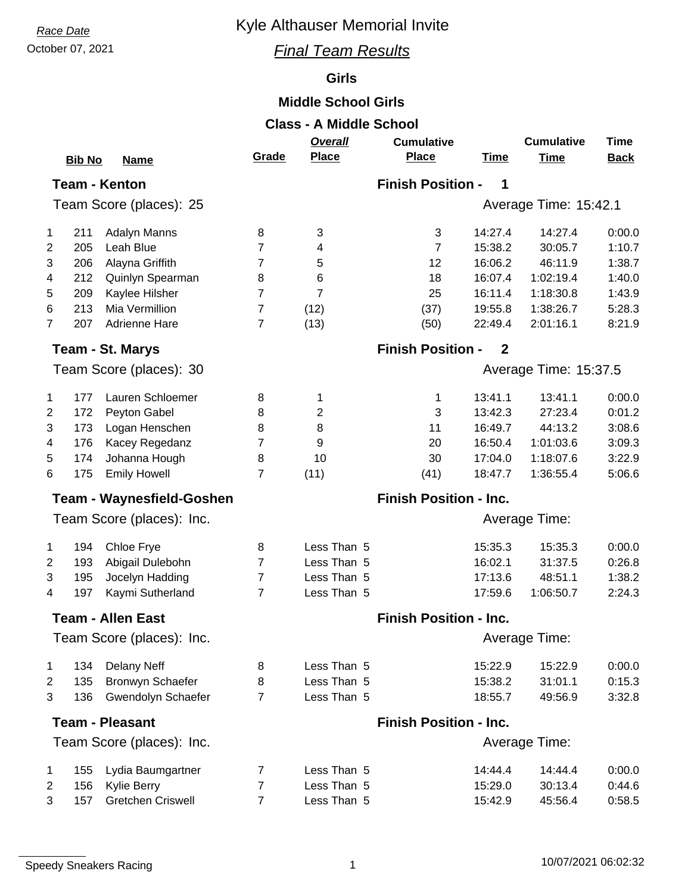*Race Date*

October 07, 2021

# Kyle Althauser Memorial Invite

## *Final Team Results*

### Girls

### Middle School Girls

### Class - A Middle School

**Team - Kenton** — **Finish Position - 1**

Team Score (places): 25 — Average Time: 15:42.1

| | Bib No | Name | Grade | Overall Place | Cumulative Place | Time | Cumulative Time | Time Back |
|---|---|---|---|---|---|---|---|---|
| 1 | 211 | Adalyn Manns | 8 | 3 | 3 | 14:27.4 | 14:27.4 | 0:00.0 |
| 2 | 205 | Leah Blue | 7 | 4 | 7 | 15:38.2 | 30:05.7 | 1:10.7 |
| 3 | 206 | Alayna Griffith | 7 | 5 | 12 | 16:06.2 | 46:11.9 | 1:38.7 |
| 4 | 212 | Quinlyn Spearman | 8 | 6 | 18 | 16:07.4 | 1:02:19.4 | 1:40.0 |
| 5 | 209 | Kaylee Hilsher | 7 | 7 | 25 | 16:11.4 | 1:18:30.8 | 1:43.9 |
| 6 | 213 | Mia Vermillion | 7 | (12) | (37) | 19:55.8 | 1:38:26.7 | 5:28.3 |
| 7 | 207 | Adrienne Hare | 7 | (13) | (50) | 22:49.4 | 2:01:16.1 | 8:21.9 |

**Team - St. Marys** — **Finish Position - 2**

Team Score (places): 30 — Average Time: 15:37.5

| | Bib No | Name | Grade | Overall Place | Cumulative Place | Time | Cumulative Time | Time Back |
|---|---|---|---|---|---|---|---|---|
| 1 | 177 | Lauren Schloemer | 8 | 1 | 1 | 13:41.1 | 13:41.1 | 0:00.0 |
| 2 | 172 | Peyton Gabel | 8 | 2 | 3 | 13:42.3 | 27:23.4 | 0:01.2 |
| 3 | 173 | Logan Henschen | 8 | 8 | 11 | 16:49.7 | 44:13.2 | 3:08.6 |
| 4 | 176 | Kacey Regedanz | 7 | 9 | 20 | 16:50.4 | 1:01:03.6 | 3:09.3 |
| 5 | 174 | Johanna Hough | 8 | 10 | 30 | 17:04.0 | 1:18:07.6 | 3:22.9 |
| 6 | 175 | Emily Howell | 7 | (11) | (41) | 18:47.7 | 1:36:55.4 | 5:06.6 |

**Team - Waynesfield-Goshen** — **Finish Position - Inc.**

Team Score (places): Inc. — Average Time:

| | Bib No | Name | Grade | Overall Place | Cumulative Place | Time | Cumulative Time | Time Back |
|---|---|---|---|---|---|---|---|---|
| 1 | 194 | Chloe Frye | 8 | Less Than 5 | | 15:35.3 | 15:35.3 | 0:00.0 |
| 2 | 193 | Abigail Dulebohn | 7 | Less Than 5 | | 16:02.1 | 31:37.5 | 0:26.8 |
| 3 | 195 | Jocelyn Hadding | 7 | Less Than 5 | | 17:13.6 | 48:51.1 | 1:38.2 |
| 4 | 197 | Kaymi Sutherland | 7 | Less Than 5 | | 17:59.6 | 1:06:50.7 | 2:24.3 |

**Team - Allen East** — **Finish Position - Inc.**

Team Score (places): Inc. — Average Time:

| | Bib No | Name | Grade | Overall Place | Cumulative Place | Time | Cumulative Time | Time Back |
|---|---|---|---|---|---|---|---|---|
| 1 | 134 | Delany Neff | 8 | Less Than 5 | | 15:22.9 | 15:22.9 | 0:00.0 |
| 2 | 135 | Bronwyn Schaefer | 8 | Less Than 5 | | 15:38.2 | 31:01.1 | 0:15.3 |
| 3 | 136 | Gwendolyn Schaefer | 7 | Less Than 5 | | 18:55.7 | 49:56.9 | 3:32.8 |

**Team - Pleasant** — **Finish Position - Inc.**

Team Score (places): Inc. — Average Time:

| | Bib No | Name | Grade | Overall Place | Cumulative Place | Time | Cumulative Time | Time Back |
|---|---|---|---|---|---|---|---|---|
| 1 | 155 | Lydia Baumgartner | 7 | Less Than 5 | | 14:44.4 | 14:44.4 | 0:00.0 |
| 2 | 156 | Kylie Berry | 7 | Less Than 5 | | 15:29.0 | 30:13.4 | 0:44.6 |
| 3 | 157 | Gretchen Criswell | 7 | Less Than 5 | | 15:42.9 | 45:56.4 | 0:58.5 |

Speedy Sneakers Racing — 10/07/2021 06:02:32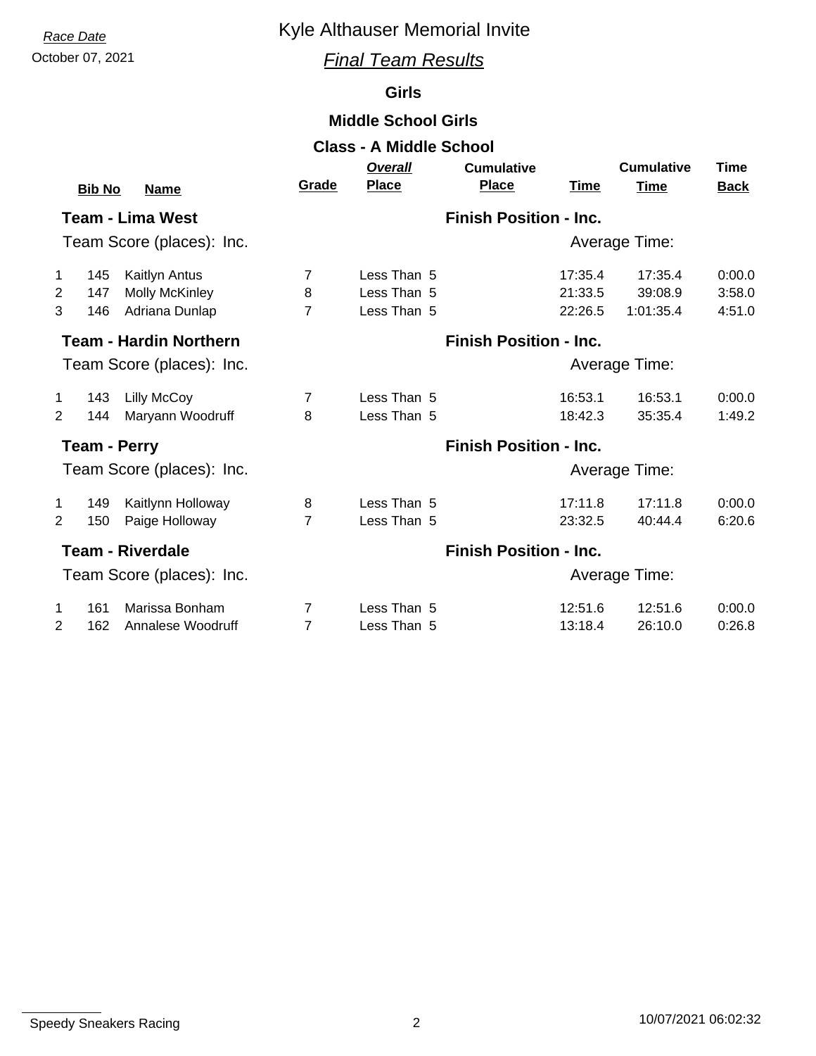*Race Date*

October 07, 2021

# Kyle Althauser Memorial Invite

## *Final Team Results*

### Girls

### Middle School Girls

### Class - A Middle School

| | Bib No | Name | Grade | Overall Place | Cumulative Place | Time | Cumulative Time | Time Back |
|---|---|---|---|---|---|---|---|---|
| **Team - Lima West** | | | | | **Finish Position - Inc.** | | | |
| Team Score (places): Inc. | | | | | | Average Time: | | |
| 1 | 145 | Kaitlyn Antus | 7 | Less Than 5 | | 17:35.4 | 17:35.4 | 0:00.0 |
| 2 | 147 | Molly McKinley | 8 | Less Than 5 | | 21:33.5 | 39:08.9 | 3:58.0 |
| 3 | 146 | Adriana Dunlap | 7 | Less Than 5 | | 22:26.5 | 1:01:35.4 | 4:51.0 |
| **Team - Hardin Northern** | | | | | **Finish Position - Inc.** | | | |
| Team Score (places): Inc. | | | | | | Average Time: | | |
| 1 | 143 | Lilly McCoy | 7 | Less Than 5 | | 16:53.1 | 16:53.1 | 0:00.0 |
| 2 | 144 | Maryann Woodruff | 8 | Less Than 5 | | 18:42.3 | 35:35.4 | 1:49.2 |
| **Team - Perry** | | | | | **Finish Position - Inc.** | | | |
| Team Score (places): Inc. | | | | | | Average Time: | | |
| 1 | 149 | Kaitlynn Holloway | 8 | Less Than 5 | | 17:11.8 | 17:11.8 | 0:00.0 |
| 2 | 150 | Paige Holloway | 7 | Less Than 5 | | 23:32.5 | 40:44.4 | 6:20.6 |
| **Team - Riverdale** | | | | | **Finish Position - Inc.** | | | |
| Team Score (places): Inc. | | | | | | Average Time: | | |
| 1 | 161 | Marissa Bonham | 7 | Less Than 5 | | 12:51.6 | 12:51.6 | 0:00.0 |
| 2 | 162 | Annalese Woodruff | 7 | Less Than 5 | | 13:18.4 | 26:10.0 | 0:26.8 |

Speedy Sneakers Racing

10/07/2021 06:02:32